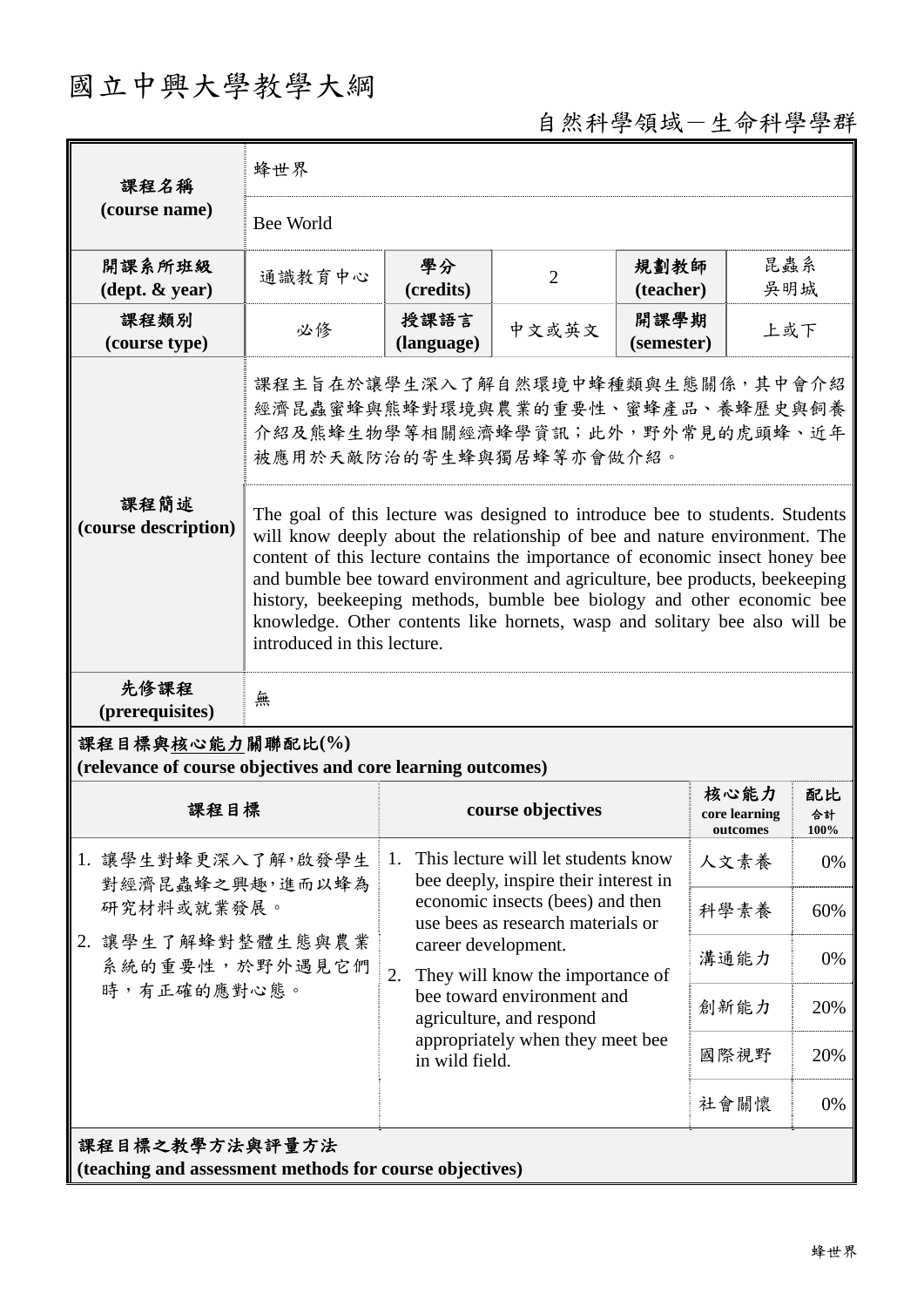# 國立中興大學教學大綱

自然科學領域－生命科學學群

| 課程名稱 (course name) | 蜂世界 | | | | |
|---|---|---|---|---|---|
| | Bee World | | | | |
| 開課系所班級 (dept. & year) | 通識教育中心 | 學分 (credits) | 2 | 規劃教師 (teacher) | 昆蟲系 吳明城 |
| 課程類別 (course type) | 必修 | 授課語言 (language) | 中文或英文 | 開課學期 (semester) | 上或下 |
| 課程簡述 (course description) | 課程主旨在於讓學生深入了解自然環境中蜂種類與生態關係，其中會介紹經濟昆蟲蜜蜂與熊蜂對環境與農業的重要性、蜜蜂產品、養蜂歷史與飼養介紹及熊蜂生物學等相關經濟蜂學資訊；此外，野外常見的虎頭蜂、近年被應用於天敵防治的寄生蜂與獨居蜂等亦會做介紹。 | | | | |
| | The goal of this lecture was designed to introduce bee to students. Students will know deeply about the relationship of bee and nature environment. The content of this lecture contains the importance of economic insect honey bee and bumble bee toward environment and agriculture, bee products, beekeeping history, beekeeping methods, bumble bee biology and other economic bee knowledge. Other contents like hornets, wasp and solitary bee also will be introduced in this lecture. | | | | |
| 先修課程 (prerequisites) | 無 | | | | |

**課程目標與核心能力關聯配比(%)**
**(relevance of course objectives and core learning outcomes)**

| 課程目標 | course objectives | 核心能力 core learning outcomes | 配比 合計 100% |
|---|---|---|---|
| 1. 讓學生對蜂更深入了解，啟發學生對經濟昆蟲蜂之興趣，進而以蜂為研究材料或就業發展。<br>2. 讓學生了解蜂對整體生態與農業系統的重要性，於野外遇見它們時，有正確的應對心態。 | 1. This lecture will let students know bee deeply, inspire their interest in economic insects (bees) and then use bees as research materials or career development.<br>2. They will know the importance of bee toward environment and agriculture, and respond appropriately when they meet bee in wild field. | 人文素養 | 0% |
| | | 科學素養 | 60% |
| | | 溝通能力 | 0% |
| | | 創新能力 | 20% |
| | | 國際視野 | 20% |
| | | 社會關懷 | 0% |

**課程目標之教學方法與評量方法**
**(teaching and assessment methods for course objectives)**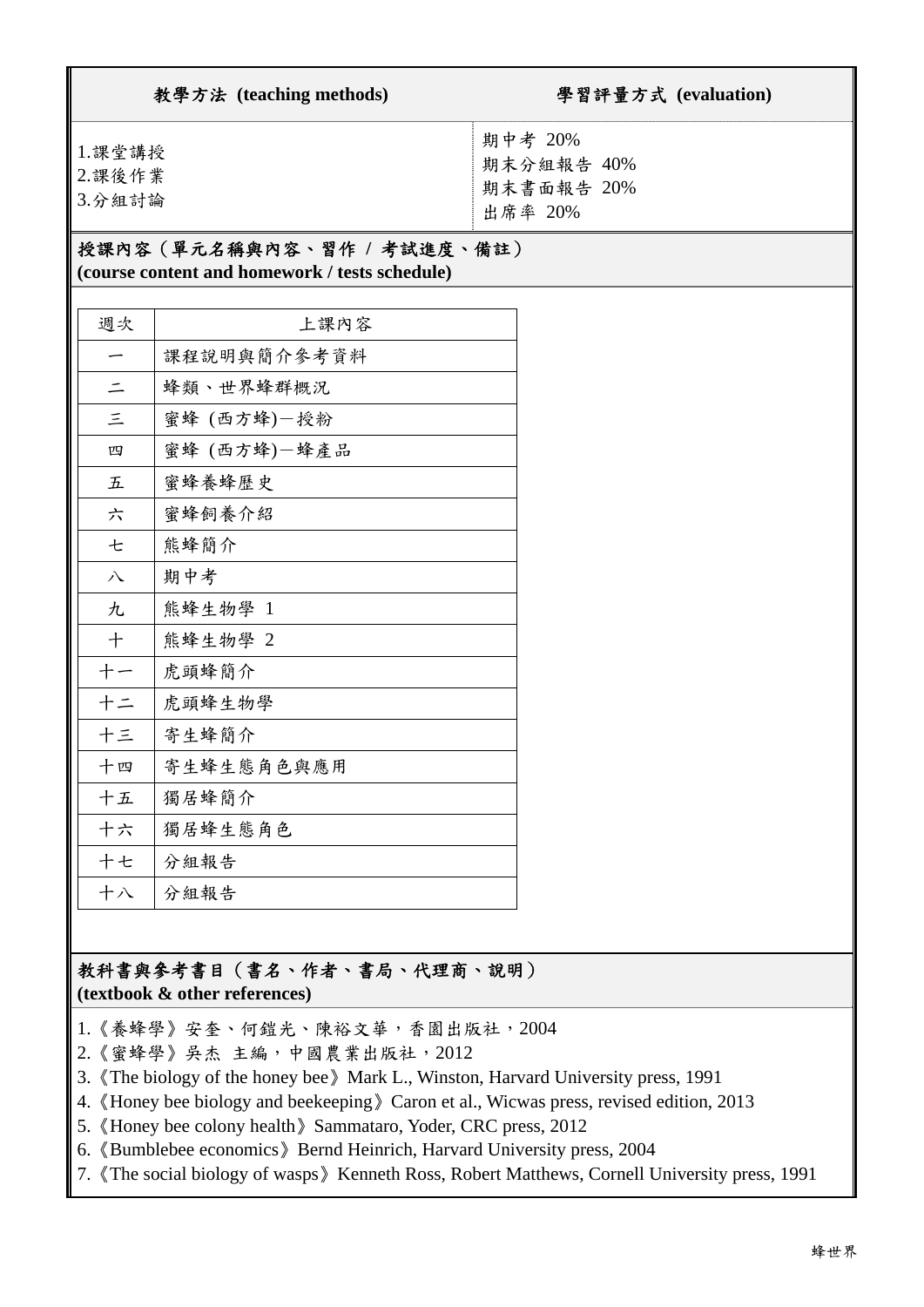| 教學方法 (teaching methods) | 學習評量方式 (evaluation) |
|---|---|
| 1.課堂講授<br>2.課後作業<br>3.分組討論 | 期中考 20%<br>期末分組報告 40%<br>期末書面報告 20%<br>出席率 20% |

## 授課內容（單元名稱與內容、習作 / 考試進度、備註）
**(course content and homework / tests schedule)**

| 週次 | 上課內容 |
|---|---|
| 一 | 課程說明與簡介參考資料 |
| 二 | 蜂類、世界蜂群概況 |
| 三 | 蜜蜂 (西方蜂)－授粉 |
| 四 | 蜜蜂 (西方蜂)－蜂產品 |
| 五 | 蜜蜂養蜂歷史 |
| 六 | 蜜蜂飼養介紹 |
| 七 | 熊蜂簡介 |
| 八 | 期中考 |
| 九 | 熊蜂生物學 1 |
| 十 | 熊蜂生物學 2 |
| 十一 | 虎頭蜂簡介 |
| 十二 | 虎頭蜂生物學 |
| 十三 | 寄生蜂簡介 |
| 十四 | 寄生蜂生態角色與應用 |
| 十五 | 獨居蜂簡介 |
| 十六 | 獨居蜂生態角色 |
| 十七 | 分組報告 |
| 十八 | 分組報告 |

## 教科書與參考書目（書名、作者、書局、代理商、說明）
**(textbook & other references)**

1.《養蜂學》安奎、何鎧光、陳裕文華，香園出版社，2004
2.《蜜蜂學》吳杰 主編，中國農業出版社，2012
3.《The biology of the honey bee》Mark L., Winston, Harvard University press, 1991
4.《Honey bee biology and beekeeping》Caron et al., Wicwas press, revised edition, 2013
5.《Honey bee colony health》Sammataro, Yoder, CRC press, 2012
6.《Bumblebee economics》Bernd Heinrich, Harvard University press, 2004
7.《The social biology of wasps》Kenneth Ross, Robert Matthews, Cornell University press, 1991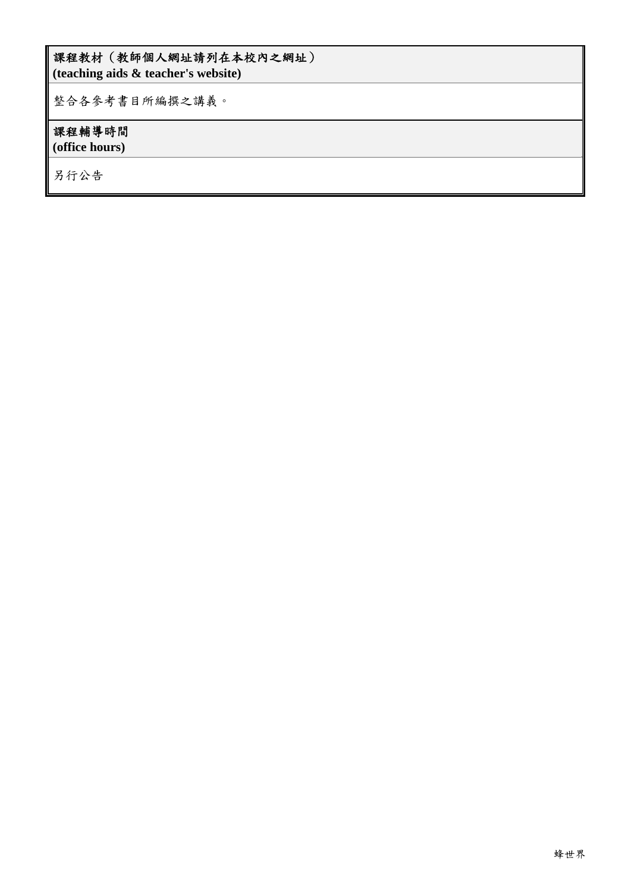| **課程教材（教師個人網址請列在本校內之網址）**<br>**(teaching aids & teacher's website)** |
|---|
| 整合各參考書目所編撰之講義。 |
| **課程輔導時間**<br>**(office hours)** |
| 另行公告 |